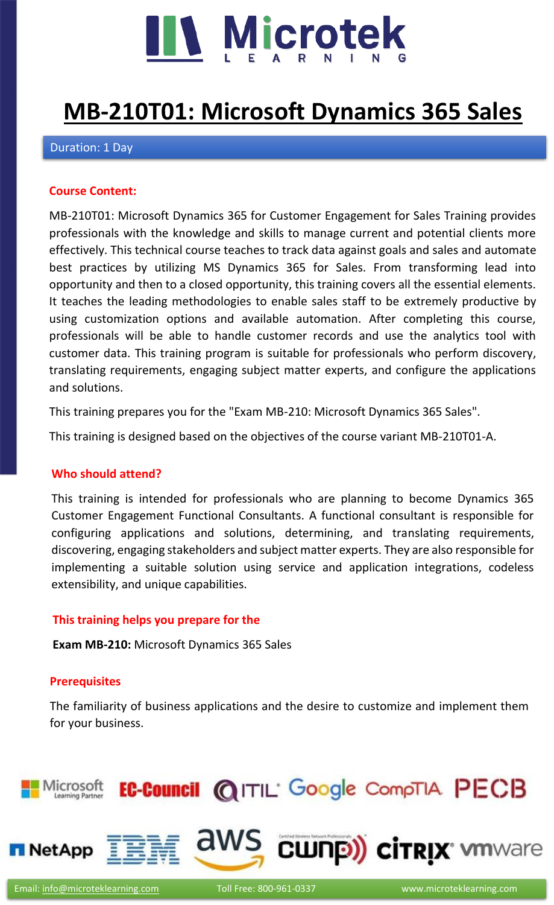# MB-210T01: Microsoft Dynamics 365 Sales

Duration: 1 Day

## Course Content:

MB-210T01: Microsoft Dynamics 365 for Customer Engagement for Sales Training provides professionals with the knowledge and skills to manage current and potential clients more effectively. This technical course teaches to track data against goals and sales and automate best practices by utilizing MS Dynamics 365 for Sales. From transforming lead into opportunity and then to a closed opportunity, this training covers all the essential elements. It teaches the leading methodologies to enable sales staff to be extremely productive by using customization options and available automation. After completing this course, professionals will be able to handle customer records and use the analytics tool with customer data. This training program is suitable for professionals who perform discovery, translating requirements, engaging subject matter experts, and configure the applications and solutions.

This training prepares you for the "Exam MB-210: Microsoft Dynamics 365 Sales".

This training is designed based on the objectives of the course variant MB-210T01-A.

## Who should attend?

This training is intended for professionals who are planning to become Dynamics 365 Customer Engagement Functional Consultants. A functional consultant is responsible for configuring applications and solutions, determining, and translating requirements, discovering, engaging stakeholders and subject matter experts. They are also responsible for implementing a suitable solution using service and application integrations, codeless extensibility, and unique capabilities.

## This training helps you prepare for the

**Exam MB-210:** Microsoft Dynamics 365 Sales

## Prerequisites

The familiarity of business applications and the desire to customize and implement them for your business.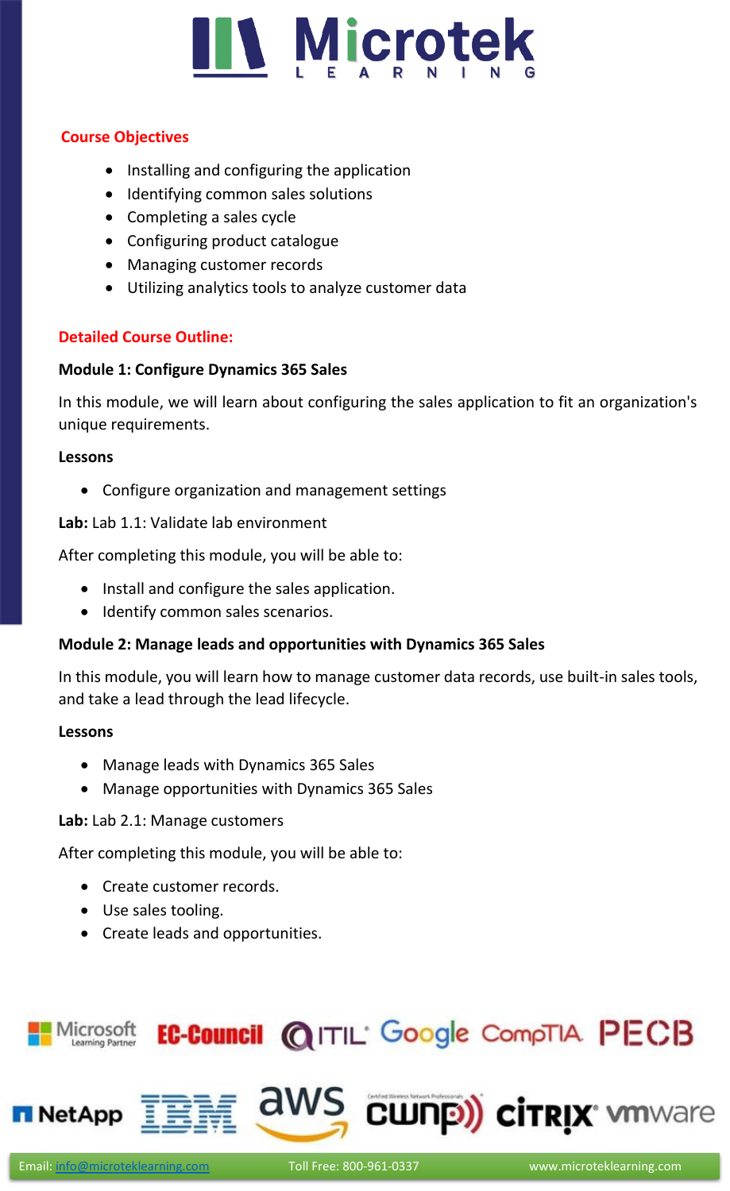## Course Objectives

- Installing and configuring the application
- Identifying common sales solutions
- Completing a sales cycle
- Configuring product catalogue
- Managing customer records
- Utilizing analytics tools to analyze customer data

## Detailed Course Outline:

### Module 1: Configure Dynamics 365 Sales

In this module, we will learn about configuring the sales application to fit an organization's unique requirements.

**Lessons**

- Configure organization and management settings

**Lab:** Lab 1.1: Validate lab environment

After completing this module, you will be able to:

- Install and configure the sales application.
- Identify common sales scenarios.

### Module 2: Manage leads and opportunities with Dynamics 365 Sales

In this module, you will learn how to manage customer data records, use built-in sales tools, and take a lead through the lead lifecycle.

**Lessons**

- Manage leads with Dynamics 365 Sales
- Manage opportunities with Dynamics 365 Sales

**Lab:** Lab 2.1: Manage customers

After completing this module, you will be able to:

- Create customer records.
- Use sales tooling.
- Create leads and opportunities.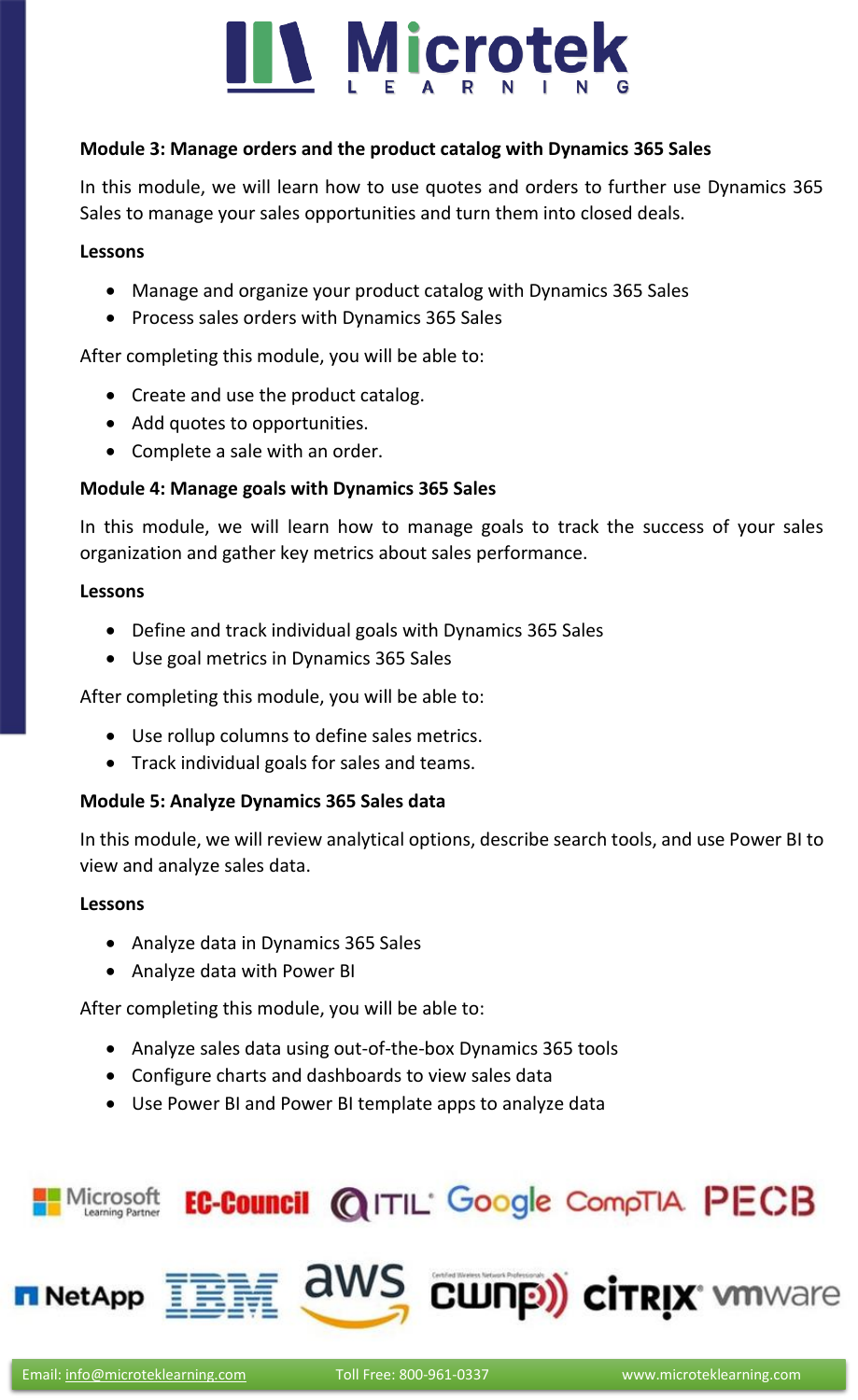### Module 3: Manage orders and the product catalog with Dynamics 365 Sales

In this module, we will learn how to use quotes and orders to further use Dynamics 365 Sales to manage your sales opportunities and turn them into closed deals.

**Lessons**

- Manage and organize your product catalog with Dynamics 365 Sales
- Process sales orders with Dynamics 365 Sales

After completing this module, you will be able to:

- Create and use the product catalog.
- Add quotes to opportunities.
- Complete a sale with an order.

### Module 4: Manage goals with Dynamics 365 Sales

In this module, we will learn how to manage goals to track the success of your sales organization and gather key metrics about sales performance.

**Lessons**

- Define and track individual goals with Dynamics 365 Sales
- Use goal metrics in Dynamics 365 Sales

After completing this module, you will be able to:

- Use rollup columns to define sales metrics.
- Track individual goals for sales and teams.

### Module 5: Analyze Dynamics 365 Sales data

In this module, we will review analytical options, describe search tools, and use Power BI to view and analyze sales data.

**Lessons**

- Analyze data in Dynamics 365 Sales
- Analyze data with Power BI

After completing this module, you will be able to:

- Analyze sales data using out-of-the-box Dynamics 365 tools
- Configure charts and dashboards to view sales data
- Use Power BI and Power BI template apps to analyze data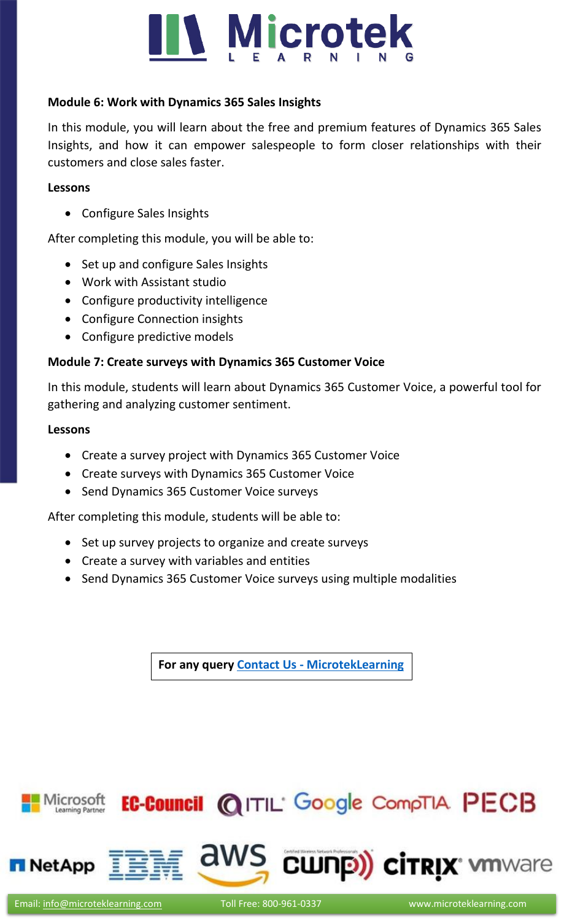**Module 6: Work with Dynamics 365 Sales Insights**

In this module, you will learn about the free and premium features of Dynamics 365 Sales Insights, and how it can empower salespeople to form closer relationships with their customers and close sales faster.

**Lessons**

- Configure Sales Insights

After completing this module, you will be able to:

- Set up and configure Sales Insights
- Work with Assistant studio
- Configure productivity intelligence
- Configure Connection insights
- Configure predictive models

**Module 7: Create surveys with Dynamics 365 Customer Voice**

In this module, students will learn about Dynamics 365 Customer Voice, a powerful tool for gathering and analyzing customer sentiment.

**Lessons**

- Create a survey project with Dynamics 365 Customer Voice
- Create surveys with Dynamics 365 Customer Voice
- Send Dynamics 365 Customer Voice surveys

After completing this module, students will be able to:

- Set up survey projects to organize and create surveys
- Create a survey with variables and entities
- Send Dynamics 365 Customer Voice surveys using multiple modalities

**For any query** [Contact Us - MicrotekLearning]